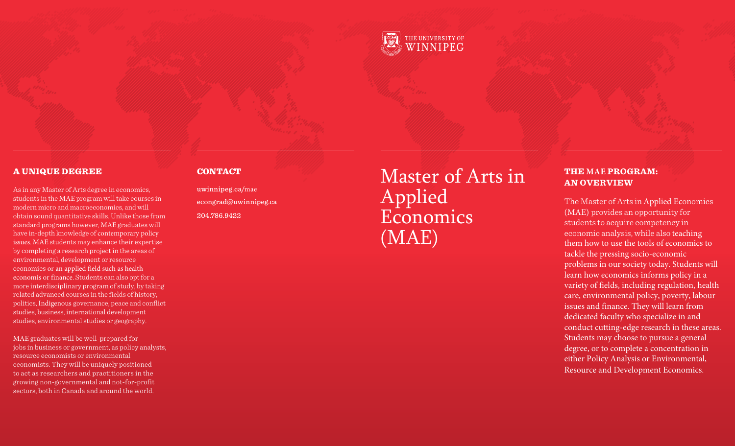THE UNIVERSITY OF WINNIPEG

# Master of Arts in Applied Economics (MAE)

## THE MAE PROGRAM: AN OVERVIEW

The Master of Arts in Applied Economics (MAE) provides an opportunity for students to acquire competency in economic analysis, while also teaching them how to use the tools of economics to tackle the pressing socio-economic problems in our society today. Students will learn how economics informs policy in a variety of fields, including regulation, health care, environmental policy, poverty, labour issues and finance. They will learn from dedicated faculty who specialize in and conduct cutting-edge research in these areas. Students may choose to pursue a general degree, or to complete a concentration in either Policy Analysis or Environmental, Resource and Development Economics.

## A UNIQUE DEGREE

As in any Master of Arts degree in economics, students in the MAE program will take courses in modern micro and macroeconomics, and will obtain sound quantitative skills. Unlike those from standard programs however, MAE graduates will have in-depth knowledge of contemporary policy issues. MAE students may enhance their expertise by completing a research project in the areas of environmental, development or resource economics or an applied field such as health economis or finance. Students can also opt for a more interdisciplinary program of study, by taking related advanced courses in the fields of history, politics, Indigenous governance, peace and conflict studies, business, international development studies, environmental studies or geography.

MAE graduates will be well-prepared for jobs in business or government, as policy analysts, resource economists or environmental economists. They will be uniquely positioned to act as researchers and practitioners in the growing non-governmental and not-for-profit sectors, both in Canada and around the world.

## CONTACT

uwinnipeg.ca/mae

econgrad@uwinnipeg.ca

204.786.9422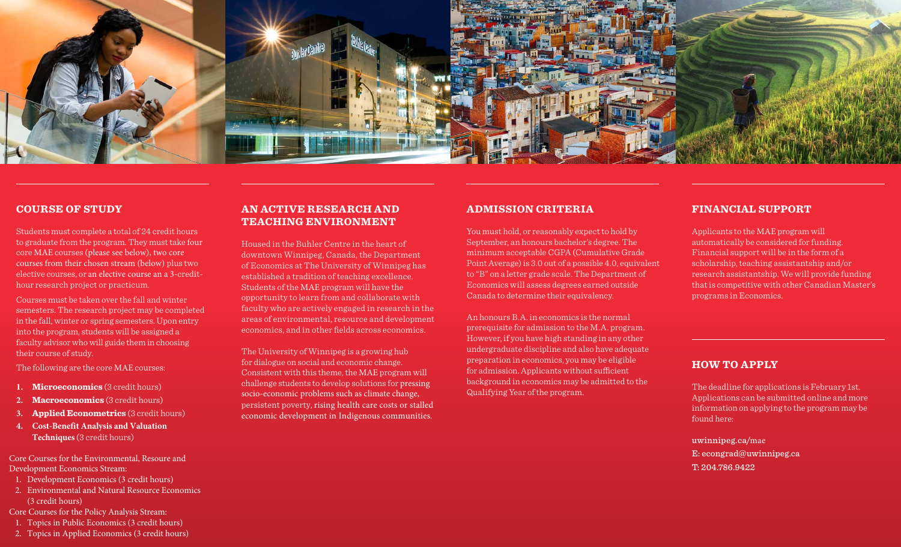## COURSE OF STUDY

Students must complete a total of 24 credit hours to graduate from the program. They must take four core MAE courses (please see below), two core courses from their chosen stream (below) plus two elective courses, or an elective course an a 3-credit-hour research project or practicum.

Courses must be taken over the fall and winter semesters. The research project may be completed in the fall, winter or spring semesters. Upon entry into the program, students will be assigned a faculty advisor who will guide them in choosing their course of study.

The following are the core MAE courses:

1. **Microeconomics** (3 credit hours)
2. **Macroeconomics** (3 credit hours)
3. **Applied Econometrics** (3 credit hours)
4. **Cost-Benefit Analysis and Valuation Techniques** (3 credit hours)

Core Courses for the Environmental, Resoure and Development Economics Stream:

1. Development Economics (3 credit hours)
2. Environmental and Natural Resource Economics (3 credit hours)

Core Courses for the Policy Analysis Stream:

1. Topics in Public Economics (3 credit hours)
2. Topics in Applied Economics (3 credit hours)

## AN ACTIVE RESEARCH AND TEACHING ENVIRONMENT

Housed in the Buhler Centre in the heart of downtown Winnipeg, Canada, the Department of Economics at The University of Winnipeg has established a tradition of teaching excellence. Students of the MAE program will have the opportunity to learn from and collaborate with faculty who are actively engaged in research in the areas of environmental, resource and development economics, and in other fields across economics.

The University of Winnipeg is a growing hub for dialogue on social and economic change. Consistent with this theme, the MAE program will challenge students to develop solutions for pressing socio-economic problems such as climate change, persistent poverty, rising health care costs or stalled economic development in Indigenous communities.

## ADMISSION CRITERIA

You must hold, or reasonably expect to hold by September, an honours bachelor's degree. The minimum acceptable CGPA (Cumulative Grade Point Average) is 3.0 out of a possible 4.0, equivalent to "B" on a letter grade scale. The Department of Economics will assess degrees earned outside Canada to determine their equivalency.

An honours B.A. in economics is the normal prerequisite for admission to the M.A. program. However, if you have high standing in any other undergraduate discipline and also have adequate preparation in economics, you may be eligible for admission. Applicants without sufficient background in economics may be admitted to the Qualifying Year of the program.

## FINANCIAL SUPPORT

Applicants to the MAE program will automatically be considered for funding. Financial support will be in the form of a scholarship, teaching assistantship and/or research assistantship. We will provide funding that is competitive with other Canadian Master's programs in Economics.

## HOW TO APPLY

The deadline for applications is February 1st. Applications can be submitted online and more information on applying to the program may be found here:

uwinnipeg.ca/mae  
E: econgrad@uwinnipeg.ca  
T: 204.786.9422